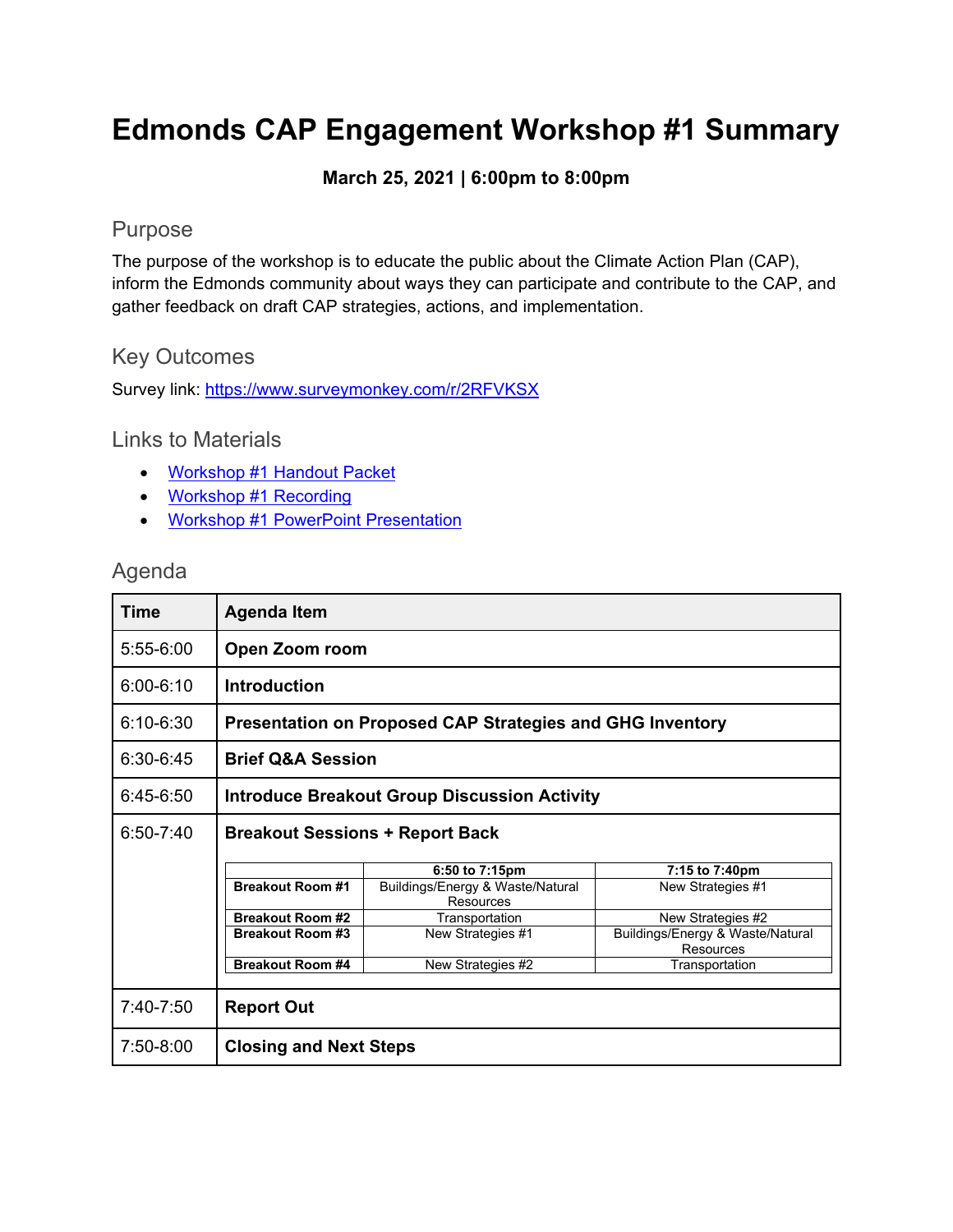# Edmonds CAP Engagement Workshop #1 Summary

**March 25, 2021 | 6:00pm to 8:00pm**

## Purpose

The purpose of the workshop is to educate the public about the Climate Action Plan (CAP), inform the Edmonds community about ways they can participate and contribute to the CAP, and gather feedback on draft CAP strategies, actions, and implementation.

## Key Outcomes

Survey link: https://www.surveymonkey.com/r/2RFVKSX

## Links to Materials

- Workshop #1 Handout Packet
- Workshop #1 Recording
- Workshop #1 PowerPoint Presentation

## Agenda

| Time | Agenda Item |
|---|---|
| 5:55-6:00 | **Open Zoom room** |
| 6:00-6:10 | **Introduction** |
| 6:10-6:30 | **Presentation on Proposed CAP Strategies and GHG Inventory** |
| 6:30-6:45 | **Brief Q&A Session** |
| 6:45-6:50 | **Introduce Breakout Group Discussion Activity** |
| 6:50-7:40 | **Breakout Sessions + Report Back** |
| 7:40-7:50 | **Report Out** |
| 7:50-8:00 | **Closing and Next Steps** |

Breakout Sessions (6:50-7:40):

| | 6:50 to 7:15pm | 7:15 to 7:40pm |
|---|---|---|
| **Breakout Room #1** | Buildings/Energy & Waste/Natural Resources | New Strategies #1 |
| **Breakout Room #2** | Transportation | New Strategies #2 |
| **Breakout Room #3** | New Strategies #1 | Buildings/Energy & Waste/Natural Resources |
| **Breakout Room #4** | New Strategies #2 | Transportation |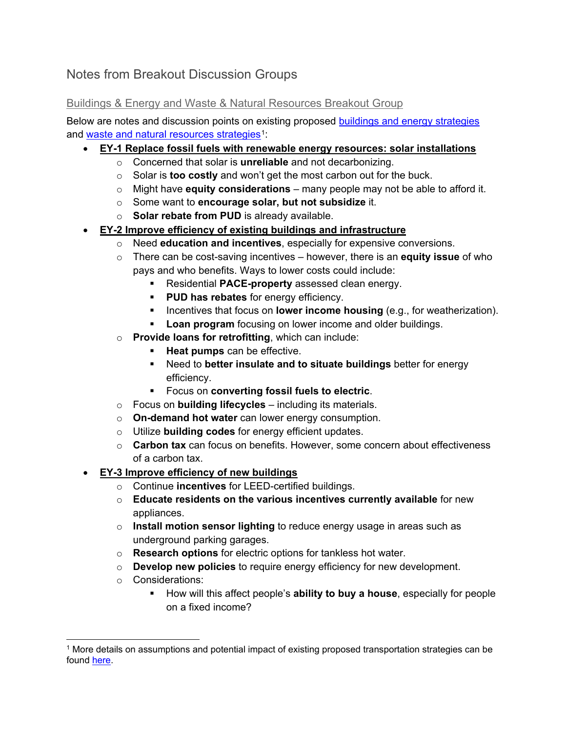# Notes from Breakout Discussion Groups

## Buildings & Energy and Waste & Natural Resources Breakout Group

Below are notes and discussion points on existing proposed buildings and energy strategies and waste and natural resources strategies[1]:

- **EY-1 Replace fossil fuels with renewable energy resources: solar installations**
  - Concerned that solar is **unreliable** and not decarbonizing.
  - Solar is **too costly** and won't get the most carbon out for the buck.
  - Might have **equity considerations** – many people may not be able to afford it.
  - Some want to **encourage solar, but not subsidize** it.
  - **Solar rebate from PUD** is already available.
- **EY-2 Improve efficiency of existing buildings and infrastructure**
  - Need **education and incentives**, especially for expensive conversions.
  - There can be cost-saving incentives – however, there is an **equity issue** of who pays and who benefits. Ways to lower costs could include:
    - Residential **PACE-property** assessed clean energy.
    - **PUD has rebates** for energy efficiency.
    - Incentives that focus on **lower income housing** (e.g., for weatherization).
    - **Loan program** focusing on lower income and older buildings.
  - **Provide loans for retrofitting**, which can include:
    - **Heat pumps** can be effective.
    - Need to **better insulate and to situate buildings** better for energy efficiency.
    - Focus on **converting fossil fuels to electric**.
  - Focus on **building lifecycles** – including its materials.
  - **On-demand hot water** can lower energy consumption.
  - Utilize **building codes** for energy efficient updates.
  - **Carbon tax** can focus on benefits. However, some concern about effectiveness of a carbon tax.
- **EY-3 Improve efficiency of new buildings**
  - Continue **incentives** for LEED-certified buildings.
  - **Educate residents on the various incentives currently available** for new appliances.
  - **Install motion sensor lighting** to reduce energy usage in areas such as underground parking garages.
  - **Research options** for electric options for tankless hot water.
  - **Develop new policies** to require energy efficiency for new development.
  - Considerations:
    - How will this affect people's **ability to buy a house**, especially for people on a fixed income?

---

[1] More details on assumptions and potential impact of existing proposed transportation strategies can be found here.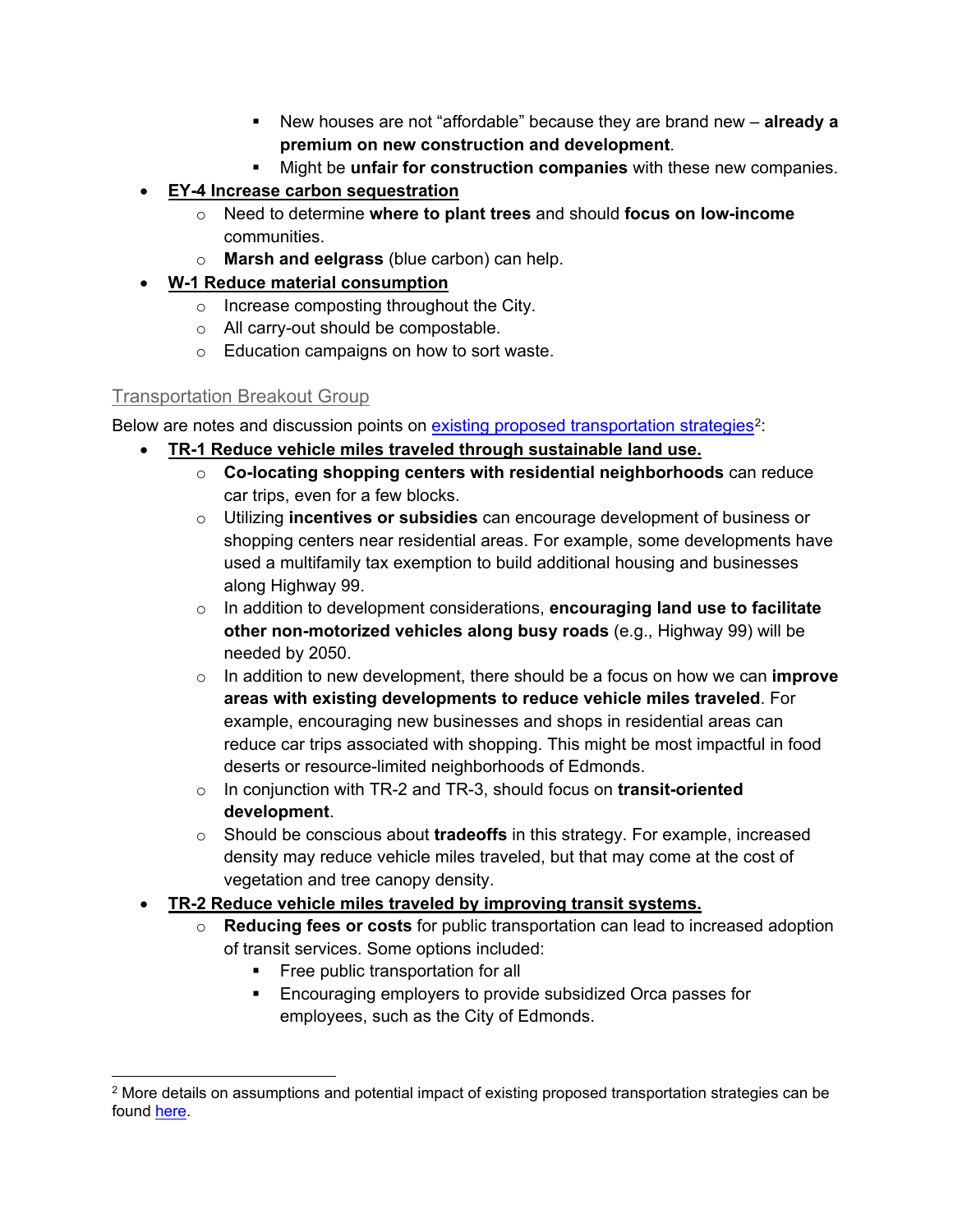- New houses are not "affordable" because they are brand new – **already a premium on new construction and development**.
        - Might be **unfair for construction companies** with these new companies.
- **EY-4 Increase carbon sequestration**
    - Need to determine **where to plant trees** and should **focus on low-income** communities.
    - **Marsh and eelgrass** (blue carbon) can help.
- **W-1 Reduce material consumption**
    - Increase composting throughout the City.
    - All carry-out should be compostable.
    - Education campaigns on how to sort waste.

## Transportation Breakout Group

Below are notes and discussion points on [existing proposed transportation strategies][2]:

- **TR-1 Reduce vehicle miles traveled through sustainable land use.**
    - **Co-locating shopping centers with residential neighborhoods** can reduce car trips, even for a few blocks.
    - Utilizing **incentives or subsidies** can encourage development of business or shopping centers near residential areas. For example, some developments have used a multifamily tax exemption to build additional housing and businesses along Highway 99.
    - In addition to development considerations, **encouraging land use to facilitate other non-motorized vehicles along busy roads** (e.g., Highway 99) will be needed by 2050.
    - In addition to new development, there should be a focus on how we can **improve areas with existing developments to reduce vehicle miles traveled**. For example, encouraging new businesses and shops in residential areas can reduce car trips associated with shopping. This might be most impactful in food deserts or resource-limited neighborhoods of Edmonds.
    - In conjunction with TR-2 and TR-3, should focus on **transit-oriented development**.
    - Should be conscious about **tradeoffs** in this strategy. For example, increased density may reduce vehicle miles traveled, but that may come at the cost of vegetation and tree canopy density.
- **TR-2 Reduce vehicle miles traveled by improving transit systems.**
    - **Reducing fees or costs** for public transportation can lead to increased adoption of transit services. Some options included:
        - Free public transportation for all
        - Encouraging employers to provide subsidized Orca passes for employees, such as the City of Edmonds.

[2] More details on assumptions and potential impact of existing proposed transportation strategies can be found here.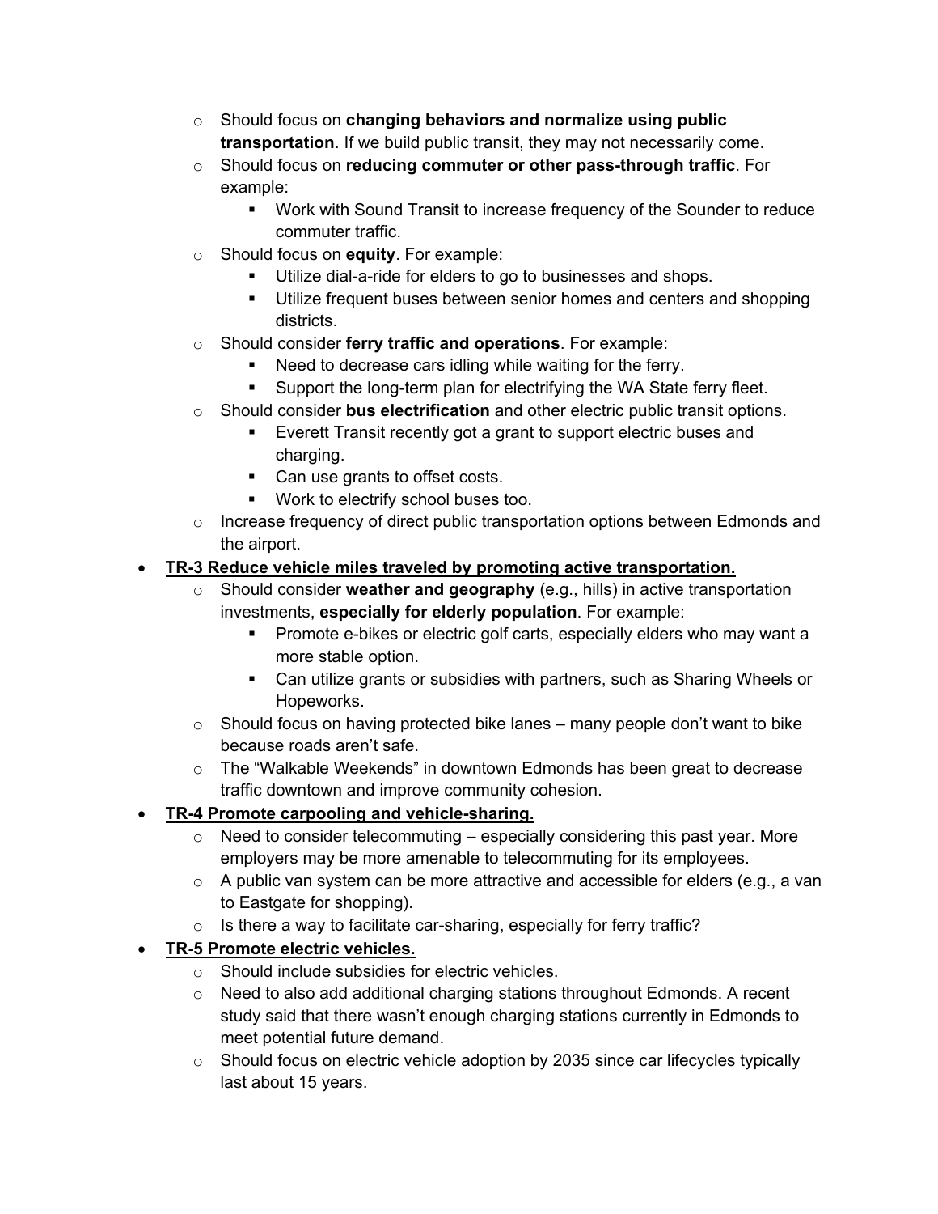- Should focus on **changing behaviors and normalize using public transportation**. If we build public transit, they may not necessarily come.
- Should focus on **reducing commuter or other pass-through traffic**. For example:
  - Work with Sound Transit to increase frequency of the Sounder to reduce commuter traffic.
- Should focus on **equity**. For example:
  - Utilize dial-a-ride for elders to go to businesses and shops.
  - Utilize frequent buses between senior homes and centers and shopping districts.
- Should consider **ferry traffic and operations**. For example:
  - Need to decrease cars idling while waiting for the ferry.
  - Support the long-term plan for electrifying the WA State ferry fleet.
- Should consider **bus electrification** and other electric public transit options.
  - Everett Transit recently got a grant to support electric buses and charging.
  - Can use grants to offset costs.
  - Work to electrify school buses too.
- Increase frequency of direct public transportation options between Edmonds and the airport.

- **<u>TR-3 Reduce vehicle miles traveled by promoting active transportation.</u>**
  - Should consider **weather and geography** (e.g., hills) in active transportation investments, **especially for elderly population**. For example:
    - Promote e-bikes or electric golf carts, especially elders who may want a more stable option.
    - Can utilize grants or subsidies with partners, such as Sharing Wheels or Hopeworks.
  - Should focus on having protected bike lanes – many people don't want to bike because roads aren't safe.
  - The "Walkable Weekends" in downtown Edmonds has been great to decrease traffic downtown and improve community cohesion.
- **<u>TR-4 Promote carpooling and vehicle-sharing.</u>**
  - Need to consider telecommuting – especially considering this past year. More employers may be more amenable to telecommuting for its employees.
  - A public van system can be more attractive and accessible for elders (e.g., a van to Eastgate for shopping).
  - Is there a way to facilitate car-sharing, especially for ferry traffic?
- **<u>TR-5 Promote electric vehicles.</u>**
  - Should include subsidies for electric vehicles.
  - Need to also add additional charging stations throughout Edmonds. A recent study said that there wasn't enough charging stations currently in Edmonds to meet potential future demand.
  - Should focus on electric vehicle adoption by 2035 since car lifecycles typically last about 15 years.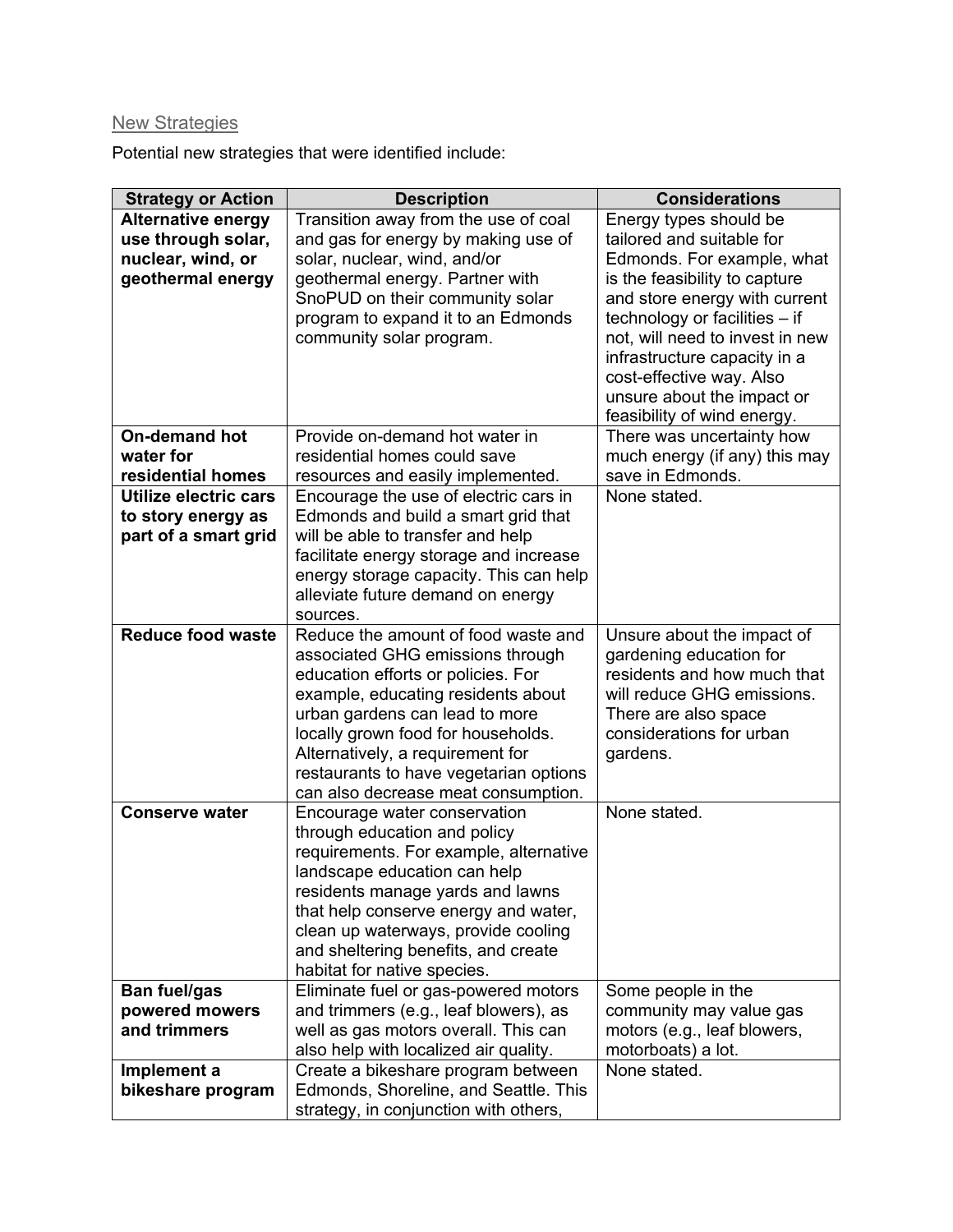## New Strategies

Potential new strategies that were identified include:

| Strategy or Action | Description | Considerations |
|---|---|---|
| **Alternative energy use through solar, nuclear, wind, or geothermal energy** | Transition away from the use of coal and gas for energy by making use of solar, nuclear, wind, and/or geothermal energy. Partner with SnoPUD on their community solar program to expand it to an Edmonds community solar program. | Energy types should be tailored and suitable for Edmonds. For example, what is the feasibility to capture and store energy with current technology or facilities – if not, will need to invest in new infrastructure capacity in a cost-effective way. Also unsure about the impact or feasibility of wind energy. |
| **On-demand hot water for residential homes** | Provide on-demand hot water in residential homes could save resources and easily implemented. | There was uncertainty how much energy (if any) this may save in Edmonds. |
| **Utilize electric cars to story energy as part of a smart grid** | Encourage the use of electric cars in Edmonds and build a smart grid that will be able to transfer and help facilitate energy storage and increase energy storage capacity. This can help alleviate future demand on energy sources. | None stated. |
| **Reduce food waste** | Reduce the amount of food waste and associated GHG emissions through education efforts or policies. For example, educating residents about urban gardens can lead to more locally grown food for households. Alternatively, a requirement for restaurants to have vegetarian options can also decrease meat consumption. | Unsure about the impact of gardening education for residents and how much that will reduce GHG emissions. There are also space considerations for urban gardens. |
| **Conserve water** | Encourage water conservation through education and policy requirements. For example, alternative landscape education can help residents manage yards and lawns that help conserve energy and water, clean up waterways, provide cooling and sheltering benefits, and create habitat for native species. | None stated. |
| **Ban fuel/gas powered mowers and trimmers** | Eliminate fuel or gas-powered motors and trimmers (e.g., leaf blowers), as well as gas motors overall. This can also help with localized air quality. | Some people in the community may value gas motors (e.g., leaf blowers, motorboats) a lot. |
| **Implement a bikeshare program** | Create a bikeshare program between Edmonds, Shoreline, and Seattle. This strategy, in conjunction with others, | None stated. |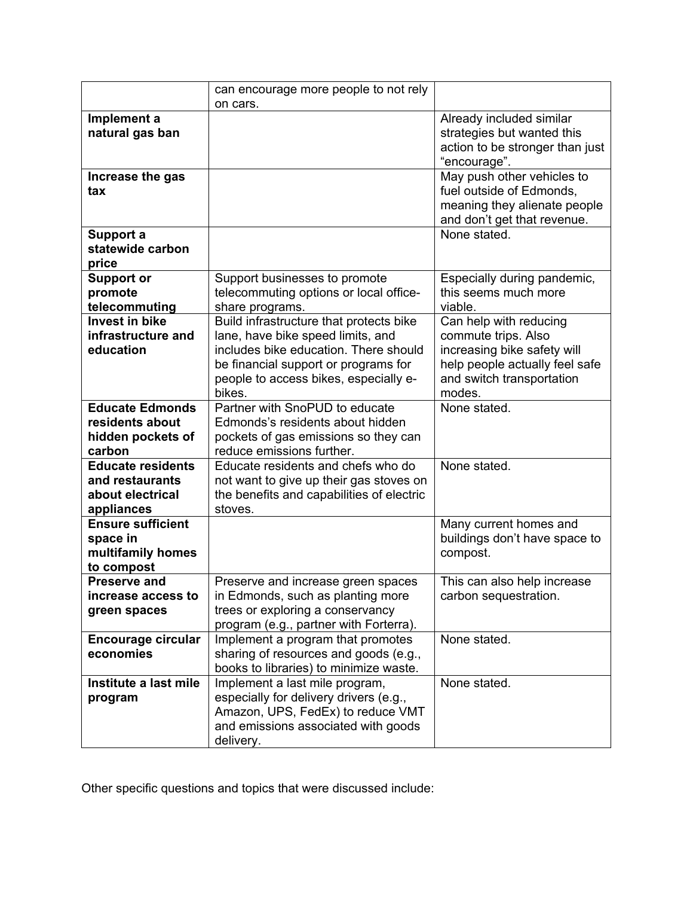| | | |
|---|---|---|
| | can encourage more people to not rely on cars. | |
| **Implement a natural gas ban** | | Already included similar strategies but wanted this action to be stronger than just "encourage". |
| **Increase the gas tax** | | May push other vehicles to fuel outside of Edmonds, meaning they alienate people and don't get that revenue. |
| **Support a statewide carbon price** | | None stated. |
| **Support or promote telecommuting** | Support businesses to promote telecommuting options or local office-share programs. | Especially during pandemic, this seems much more viable. |
| **Invest in bike infrastructure and education** | Build infrastructure that protects bike lane, have bike speed limits, and includes bike education. There should be financial support or programs for people to access bikes, especially e-bikes. | Can help with reducing commute trips. Also increasing bike safety will help people actually feel safe and switch transportation modes. |
| **Educate Edmonds residents about hidden pockets of carbon** | Partner with SnoPUD to educate Edmonds's residents about hidden pockets of gas emissions so they can reduce emissions further. | None stated. |
| **Educate residents and restaurants about electrical appliances** | Educate residents and chefs who do not want to give up their gas stoves on the benefits and capabilities of electric stoves. | None stated. |
| **Ensure sufficient space in multifamily homes to compost** | | Many current homes and buildings don't have space to compost. |
| **Preserve and increase access to green spaces** | Preserve and increase green spaces in Edmonds, such as planting more trees or exploring a conservancy program (e.g., partner with Forterra). | This can also help increase carbon sequestration. |
| **Encourage circular economies** | Implement a program that promotes sharing of resources and goods (e.g., books to libraries) to minimize waste. | None stated. |
| **Institute a last mile program** | Implement a last mile program, especially for delivery drivers (e.g., Amazon, UPS, FedEx) to reduce VMT and emissions associated with goods delivery. | None stated. |

Other specific questions and topics that were discussed include: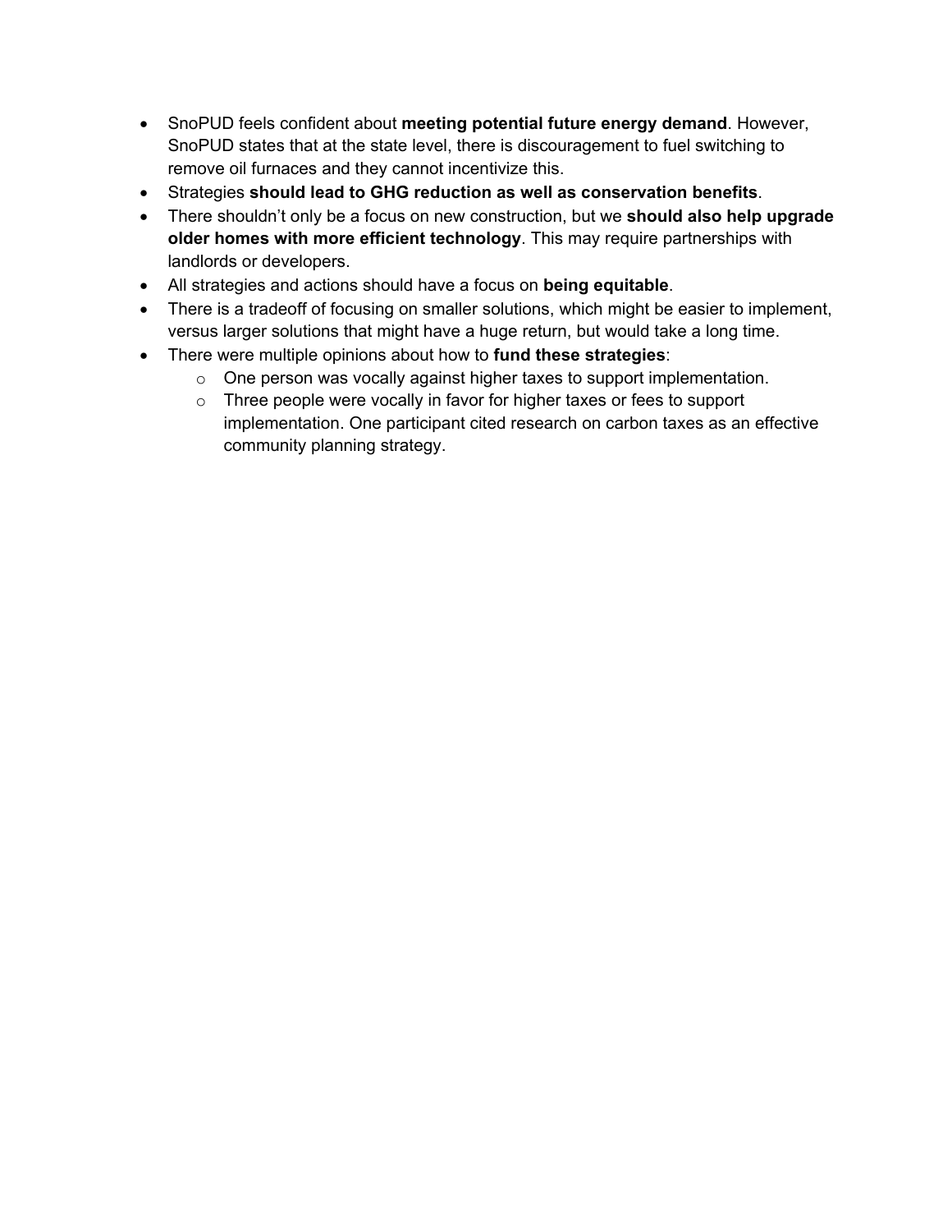- SnoPUD feels confident about **meeting potential future energy demand**. However, SnoPUD states that at the state level, there is discouragement to fuel switching to remove oil furnaces and they cannot incentivize this.
- Strategies **should lead to GHG reduction as well as conservation benefits**.
- There shouldn't only be a focus on new construction, but we **should also help upgrade older homes with more efficient technology**. This may require partnerships with landlords or developers.
- All strategies and actions should have a focus on **being equitable**.
- There is a tradeoff of focusing on smaller solutions, which might be easier to implement, versus larger solutions that might have a huge return, but would take a long time.
- There were multiple opinions about how to **fund these strategies**:
  - One person was vocally against higher taxes to support implementation.
  - Three people were vocally in favor for higher taxes or fees to support implementation. One participant cited research on carbon taxes as an effective community planning strategy.